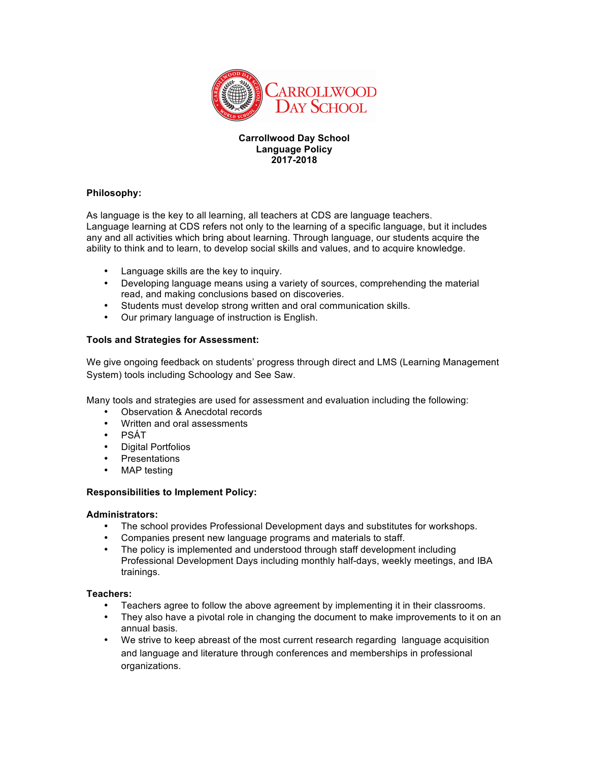# Carrollwood Day School
## Language Policy
## 2017-2018

**Philosophy:**

As language is the key to all learning, all teachers at CDS are language teachers. Language learning at CDS refers not only to the learning of a specific language, but it includes any and all activities which bring about learning. Through language, our students acquire the ability to think and to learn, to develop social skills and values, and to acquire knowledge.

- Language skills are the key to inquiry.
- Developing language means using a variety of sources, comprehending the material read, and making conclusions based on discoveries.
- Students must develop strong written and oral communication skills.
- Our primary language of instruction is English.

**Tools and Strategies for Assessment:**

We give ongoing feedback on students' progress through direct and LMS (Learning Management System) tools including Schoology and See Saw.

Many tools and strategies are used for assessment and evaluation including the following:

- Observation & Anecdotal records
- Written and oral assessments
- PSÁT
- Digital Portfolios
- Presentations
- MAP testing

**Responsibilities to Implement Policy:**

**Administrators:**

- The school provides Professional Development days and substitutes for workshops.
- Companies present new language programs and materials to staff.
- The policy is implemented and understood through staff development including Professional Development Days including monthly half-days, weekly meetings, and IBA trainings.

**Teachers:**

- Teachers agree to follow the above agreement by implementing it in their classrooms.
- They also have a pivotal role in changing the document to make improvements to it on an annual basis.
- We strive to keep abreast of the most current research regarding language acquisition and language and literature through conferences and memberships in professional organizations.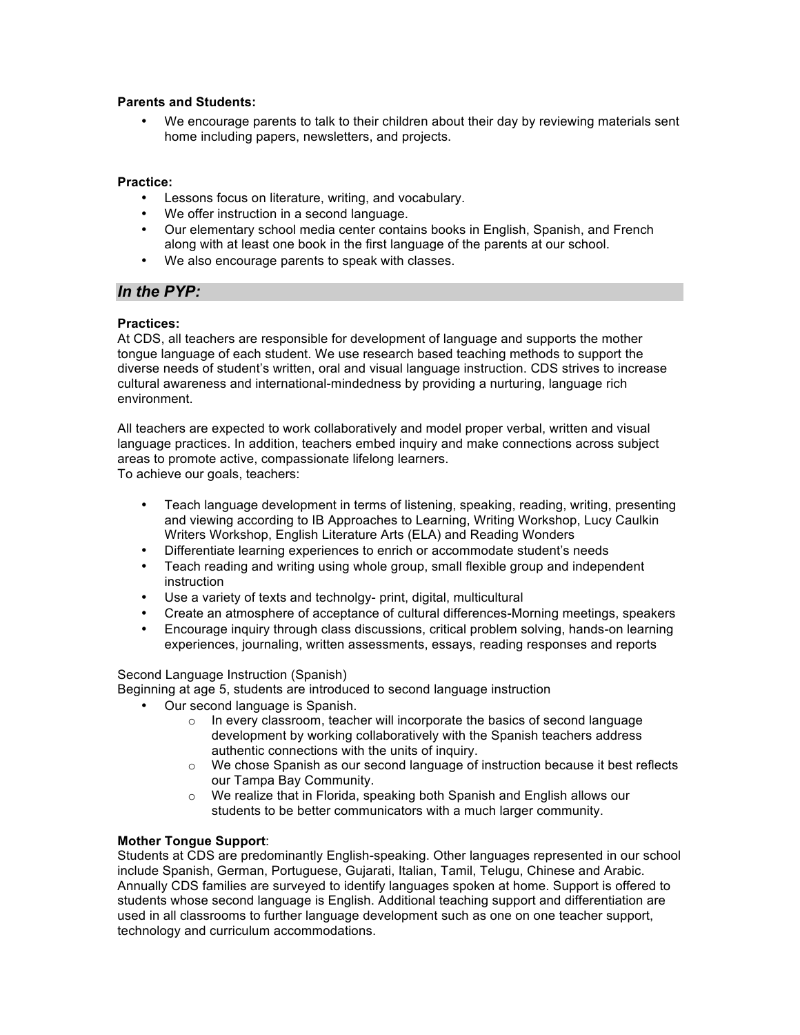**Parents and Students:**

- We encourage parents to talk to their children about their day by reviewing materials sent home including papers, newsletters, and projects.

**Practice:**

- Lessons focus on literature, writing, and vocabulary.
- We offer instruction in a second language.
- Our elementary school media center contains books in English, Spanish, and French along with at least one book in the first language of the parents at our school.
- We also encourage parents to speak with classes.

## *In the PYP:*

**Practices:**

At CDS, all teachers are responsible for development of language and supports the mother tongue language of each student. We use research based teaching methods to support the diverse needs of student's written, oral and visual language instruction. CDS strives to increase cultural awareness and international-mindedness by providing a nurturing, language rich environment.

All teachers are expected to work collaboratively and model proper verbal, written and visual language practices. In addition, teachers embed inquiry and make connections across subject areas to promote active, compassionate lifelong learners.
To achieve our goals, teachers:

- Teach language development in terms of listening, speaking, reading, writing, presenting and viewing according to IB Approaches to Learning, Writing Workshop, Lucy Caulkin Writers Workshop, English Literature Arts (ELA) and Reading Wonders
- Differentiate learning experiences to enrich or accommodate student's needs
- Teach reading and writing using whole group, small flexible group and independent instruction
- Use a variety of texts and technolgy- print, digital, multicultural
- Create an atmosphere of acceptance of cultural differences-Morning meetings, speakers
- Encourage inquiry through class discussions, critical problem solving, hands-on learning experiences, journaling, written assessments, essays, reading responses and reports

Second Language Instruction (Spanish)
Beginning at age 5, students are introduced to second language instruction

- Our second language is Spanish.
  - In every classroom, teacher will incorporate the basics of second language development by working collaboratively with the Spanish teachers address authentic connections with the units of inquiry.
  - We chose Spanish as our second language of instruction because it best reflects our Tampa Bay Community.
  - We realize that in Florida, speaking both Spanish and English allows our students to be better communicators with a much larger community.

**Mother Tongue Support**:
Students at CDS are predominantly English-speaking. Other languages represented in our school include Spanish, German, Portuguese, Gujarati, Italian, Tamil, Telugu, Chinese and Arabic. Annually CDS families are surveyed to identify languages spoken at home. Support is offered to students whose second language is English. Additional teaching support and differentiation are used in all classrooms to further language development such as one on one teacher support, technology and curriculum accommodations.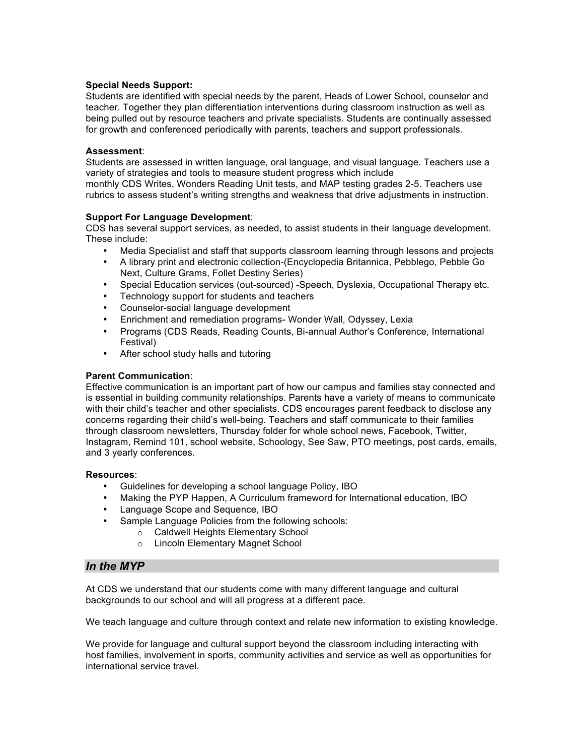**Special Needs Support:**
Students are identified with special needs by the parent, Heads of Lower School, counselor and teacher. Together they plan differentiation interventions during classroom instruction as well as being pulled out by resource teachers and private specialists. Students are continually assessed for growth and conferenced periodically with parents, teachers and support professionals.

**Assessment**:
Students are assessed in written language, oral language, and visual language. Teachers use a variety of strategies and tools to measure student progress which include
monthly CDS Writes, Wonders Reading Unit tests, and MAP testing grades 2-5. Teachers use rubrics to assess student's writing strengths and weakness that drive adjustments in instruction.

**Support For Language Development**:
CDS has several support services, as needed, to assist students in their language development. These include:

- Media Specialist and staff that supports classroom learning through lessons and projects
- A library print and electronic collection-(Encyclopedia Britannica, Pebblego, Pebble Go Next, Culture Grams, Follet Destiny Series)
- Special Education services (out-sourced) -Speech, Dyslexia, Occupational Therapy etc.
- Technology support for students and teachers
- Counselor-social language development
- Enrichment and remediation programs- Wonder Wall, Odyssey, Lexia
- Programs (CDS Reads, Reading Counts, Bi-annual Author's Conference, International Festival)
- After school study halls and tutoring

**Parent Communication**:
Effective communication is an important part of how our campus and families stay connected and is essential in building community relationships. Parents have a variety of means to communicate with their child's teacher and other specialists. CDS encourages parent feedback to disclose any concerns regarding their child's well-being. Teachers and staff communicate to their families through classroom newsletters, Thursday folder for whole school news, Facebook, Twitter, Instagram, Remind 101, school website, Schoology, See Saw, PTO meetings, post cards, emails, and 3 yearly conferences.

**Resources**:

- Guidelines for developing a school language Policy, IBO
- Making the PYP Happen, A Curriculum framework for International education, IBO
- Language Scope and Sequence, IBO
- Sample Language Policies from the following schools:
    - Caldwell Heights Elementary School
    - Lincoln Elementary Magnet School

## *In the MYP*

At CDS we understand that our students come with many different language and cultural backgrounds to our school and will all progress at a different pace.

We teach language and culture through context and relate new information to existing knowledge.

We provide for language and cultural support beyond the classroom including interacting with host families, involvement in sports, community activities and service as well as opportunities for international service travel.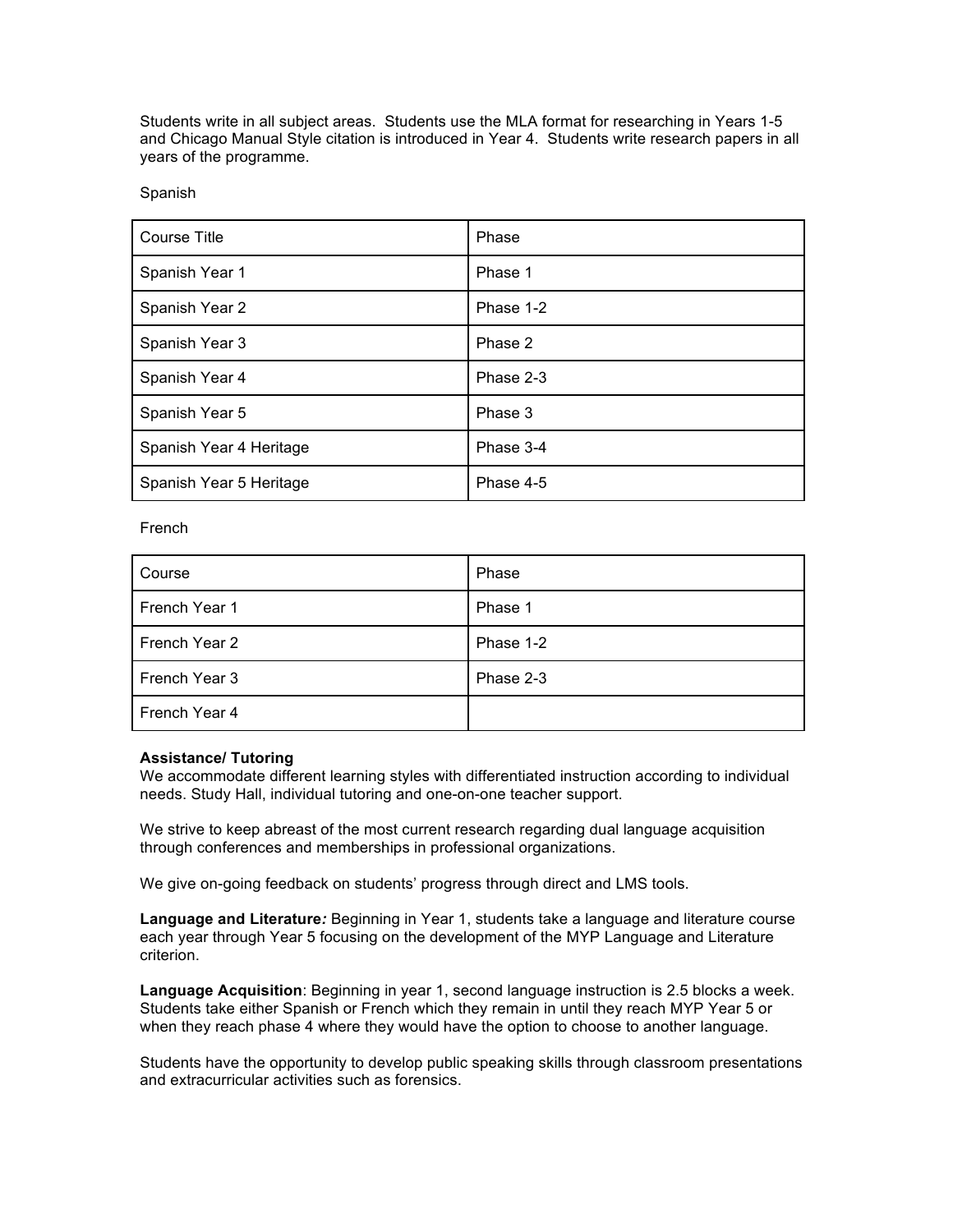Students write in all subject areas. Students use the MLA format for researching in Years 1-5 and Chicago Manual Style citation is introduced in Year 4. Students write research papers in all years of the programme.

Spanish

| Course Title | Phase |
|---|---|
| Spanish Year 1 | Phase 1 |
| Spanish Year 2 | Phase 1-2 |
| Spanish Year 3 | Phase 2 |
| Spanish Year 4 | Phase 2-3 |
| Spanish Year 5 | Phase 3 |
| Spanish Year 4 Heritage | Phase 3-4 |
| Spanish Year 5 Heritage | Phase 4-5 |

French

| Course | Phase |
|---|---|
| French Year 1 | Phase 1 |
| French Year 2 | Phase 1-2 |
| French Year 3 | Phase 2-3 |
| French Year 4 | |

**Assistance/ Tutoring**
We accommodate different learning styles with differentiated instruction according to individual needs. Study Hall, individual tutoring and one-on-one teacher support.

We strive to keep abreast of the most current research regarding dual language acquisition through conferences and memberships in professional organizations.

We give on-going feedback on students' progress through direct and LMS tools.

**Language and Literature*:*** Beginning in Year 1, students take a language and literature course each year through Year 5 focusing on the development of the MYP Language and Literature criterion.

**Language Acquisition**: Beginning in year 1, second language instruction is 2.5 blocks a week. Students take either Spanish or French which they remain in until they reach MYP Year 5 or when they reach phase 4 where they would have the option to choose to another language.

Students have the opportunity to develop public speaking skills through classroom presentations and extracurricular activities such as forensics.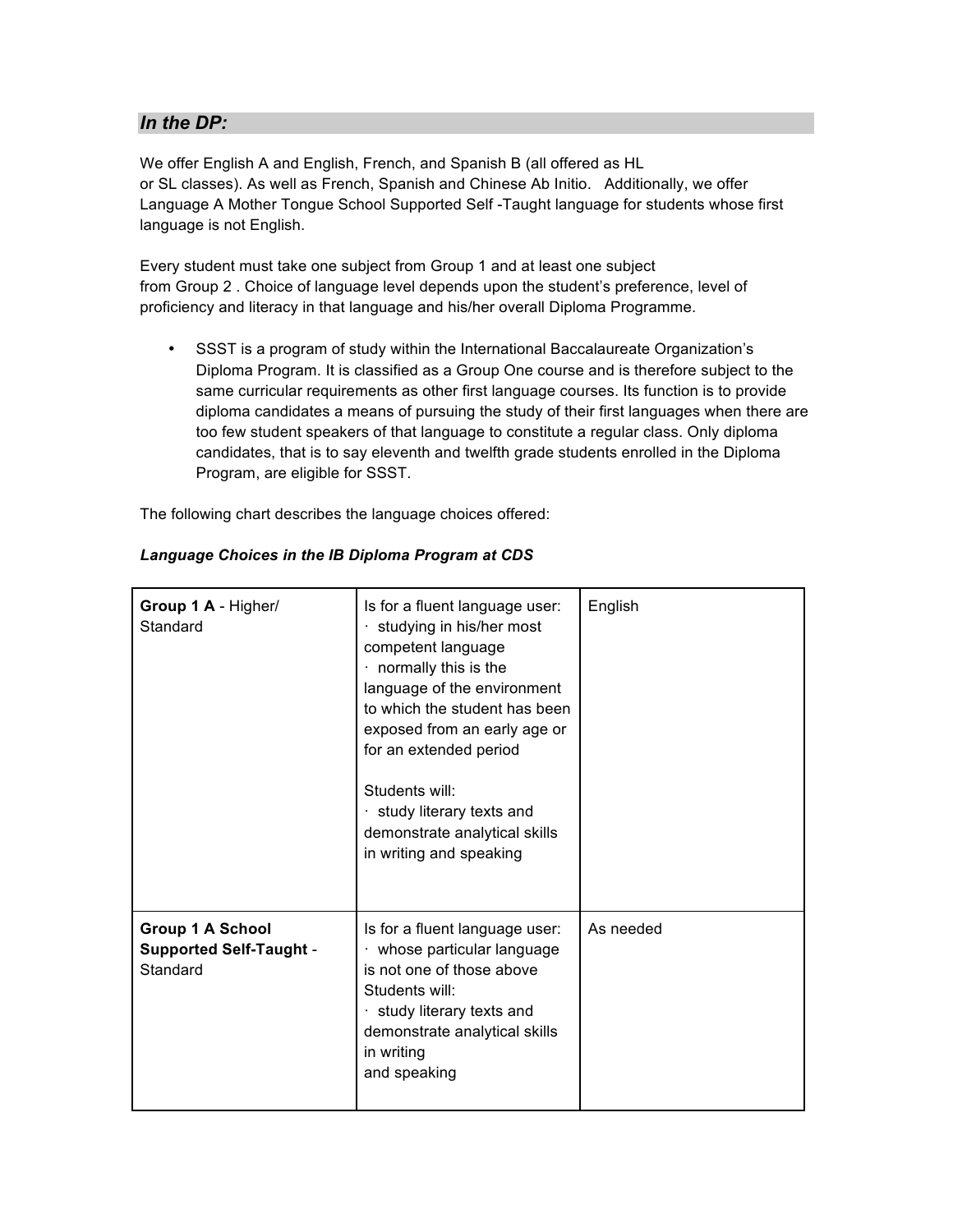## *In the DP:*

We offer English A and English, French, and Spanish B (all offered as HL or SL classes). As well as French, Spanish and Chinese Ab Initio. Additionally, we offer Language A Mother Tongue School Supported Self -Taught language for students whose first language is not English.

Every student must take one subject from Group 1 and at least one subject from Group 2 . Choice of language level depends upon the student's preference, level of proficiency and literacy in that language and his/her overall Diploma Programme.

- SSST is a program of study within the International Baccalaureate Organization's Diploma Program. It is classified as a Group One course and is therefore subject to the same curricular requirements as other first language courses. Its function is to provide diploma candidates a means of pursuing the study of their first languages when there are too few student speakers of that language to constitute a regular class. Only diploma candidates, that is to say eleventh and twelfth grade students enrolled in the Diploma Program, are eligible for SSST.

The following chart describes the language choices offered:

***Language Choices in the IB Diploma Program at CDS***

| | | |
|---|---|---|
| **Group 1 A** - Higher/ Standard | Is for a fluent language user:<br>· studying in his/her most competent language<br>· normally this is the language of the environment to which the student has been exposed from an early age or for an extended period<br><br>Students will:<br>· study literary texts and demonstrate analytical skills in writing and speaking | English |
| **Group 1 A School Supported Self-Taught** - Standard | Is for a fluent language user:<br>· whose particular language is not one of those above<br>Students will:<br>· study literary texts and demonstrate analytical skills in writing and speaking | As needed |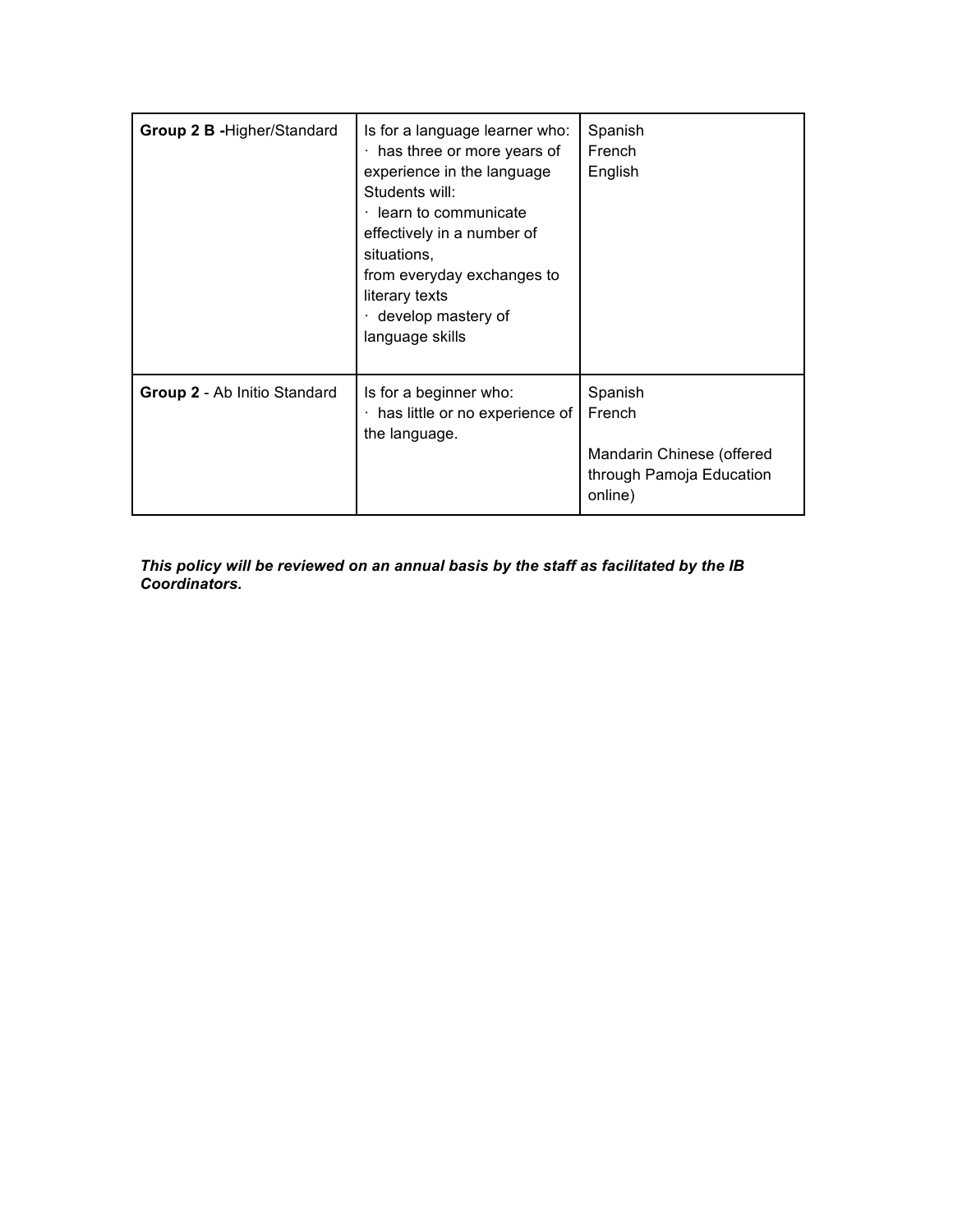| | | |
|---|---|---|
| **Group 2 B -**Higher/Standard | Is for a language learner who:<br>· has three or more years of experience in the language<br>Students will:<br>· learn to communicate effectively in a number of situations,<br>from everyday exchanges to literary texts<br>· develop mastery of language skills | Spanish<br>French<br>English |
| **Group 2** - Ab Initio Standard | Is for a beginner who:<br>· has little or no experience of the language. | Spanish<br>French<br><br>Mandarin Chinese (offered through Pamoja Education online) |

***This policy will be reviewed on an annual basis by the staff as facilitated by the IB Coordinators.***